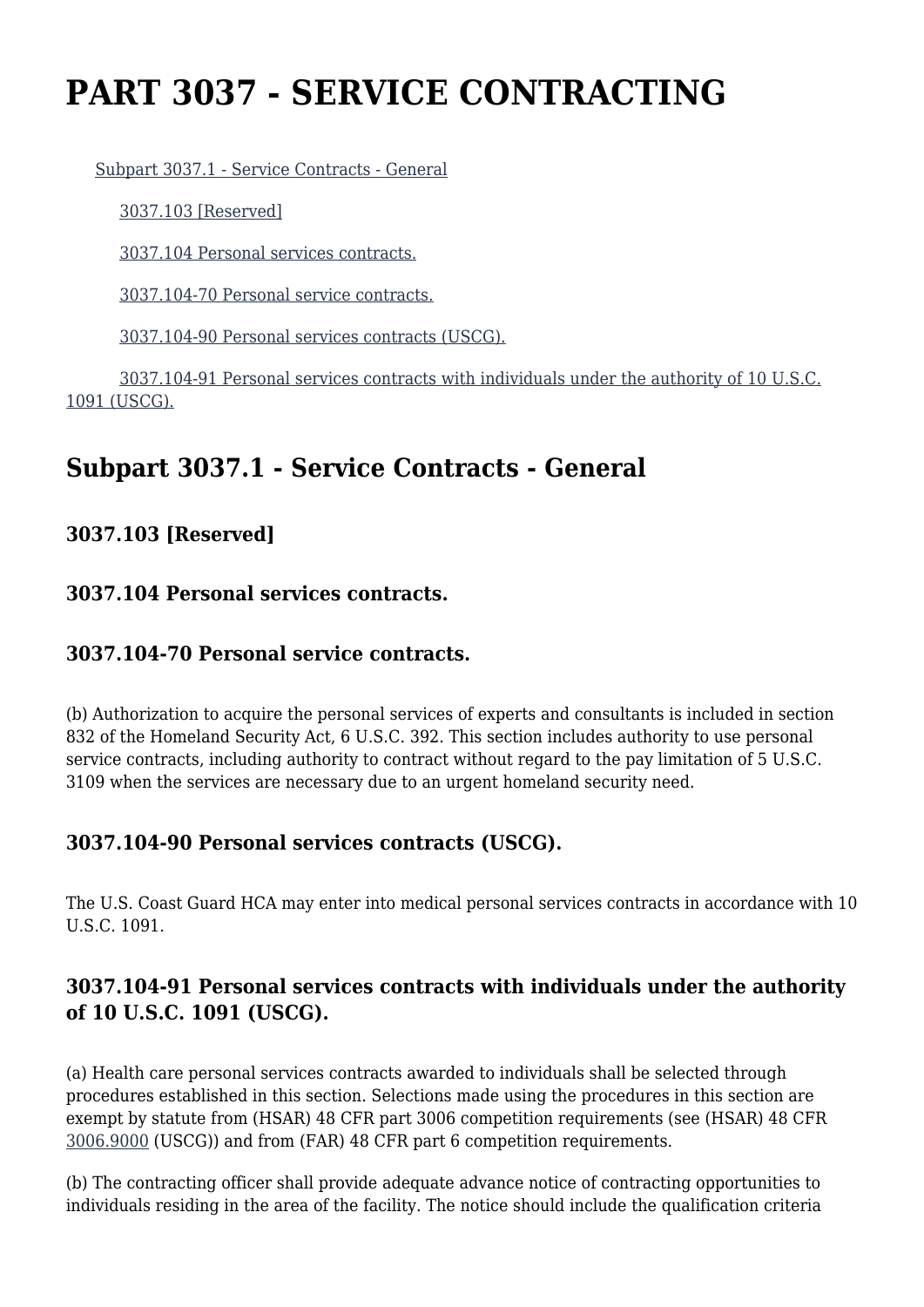# PART 3037 - SERVICE CONTRACTING

Subpart 3037.1 - Service Contracts - General

3037.103 [Reserved]

3037.104 Personal services contracts.

3037.104-70 Personal service contracts.

3037.104-90 Personal services contracts (USCG).

3037.104-91 Personal services contracts with individuals under the authority of 10 U.S.C. 1091 (USCG).

## Subpart 3037.1 - Service Contracts - General

### 3037.103 [Reserved]

### 3037.104 Personal services contracts.

### 3037.104-70 Personal service contracts.

(b) Authorization to acquire the personal services of experts and consultants is included in section 832 of the Homeland Security Act, 6 U.S.C. 392. This section includes authority to use personal service contracts, including authority to contract without regard to the pay limitation of 5 U.S.C. 3109 when the services are necessary due to an urgent homeland security need.

### 3037.104-90 Personal services contracts (USCG).

The U.S. Coast Guard HCA may enter into medical personal services contracts in accordance with 10 U.S.C. 1091.

### 3037.104-91 Personal services contracts with individuals under the authority of 10 U.S.C. 1091 (USCG).

(a) Health care personal services contracts awarded to individuals shall be selected through procedures established in this section. Selections made using the procedures in this section are exempt by statute from (HSAR) 48 CFR part 3006 competition requirements (see (HSAR) 48 CFR 3006.9000 (USCG)) and from (FAR) 48 CFR part 6 competition requirements.

(b) The contracting officer shall provide adequate advance notice of contracting opportunities to individuals residing in the area of the facility. The notice should include the qualification criteria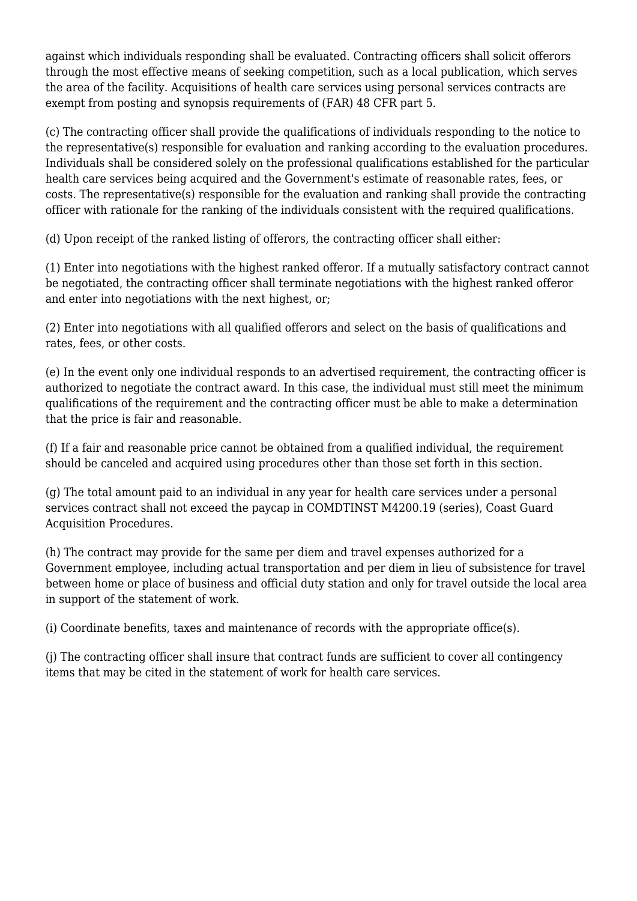against which individuals responding shall be evaluated. Contracting officers shall solicit offerors through the most effective means of seeking competition, such as a local publication, which serves the area of the facility. Acquisitions of health care services using personal services contracts are exempt from posting and synopsis requirements of (FAR) 48 CFR part 5.

(c) The contracting officer shall provide the qualifications of individuals responding to the notice to the representative(s) responsible for evaluation and ranking according to the evaluation procedures. Individuals shall be considered solely on the professional qualifications established for the particular health care services being acquired and the Government's estimate of reasonable rates, fees, or costs. The representative(s) responsible for the evaluation and ranking shall provide the contracting officer with rationale for the ranking of the individuals consistent with the required qualifications.

(d) Upon receipt of the ranked listing of offerors, the contracting officer shall either:

(1) Enter into negotiations with the highest ranked offeror. If a mutually satisfactory contract cannot be negotiated, the contracting officer shall terminate negotiations with the highest ranked offeror and enter into negotiations with the next highest, or;

(2) Enter into negotiations with all qualified offerors and select on the basis of qualifications and rates, fees, or other costs.

(e) In the event only one individual responds to an advertised requirement, the contracting officer is authorized to negotiate the contract award. In this case, the individual must still meet the minimum qualifications of the requirement and the contracting officer must be able to make a determination that the price is fair and reasonable.

(f) If a fair and reasonable price cannot be obtained from a qualified individual, the requirement should be canceled and acquired using procedures other than those set forth in this section.

(g) The total amount paid to an individual in any year for health care services under a personal services contract shall not exceed the paycap in COMDTINST M4200.19 (series), Coast Guard Acquisition Procedures.

(h) The contract may provide for the same per diem and travel expenses authorized for a Government employee, including actual transportation and per diem in lieu of subsistence for travel between home or place of business and official duty station and only for travel outside the local area in support of the statement of work.

(i) Coordinate benefits, taxes and maintenance of records with the appropriate office(s).

(j) The contracting officer shall insure that contract funds are sufficient to cover all contingency items that may be cited in the statement of work for health care services.